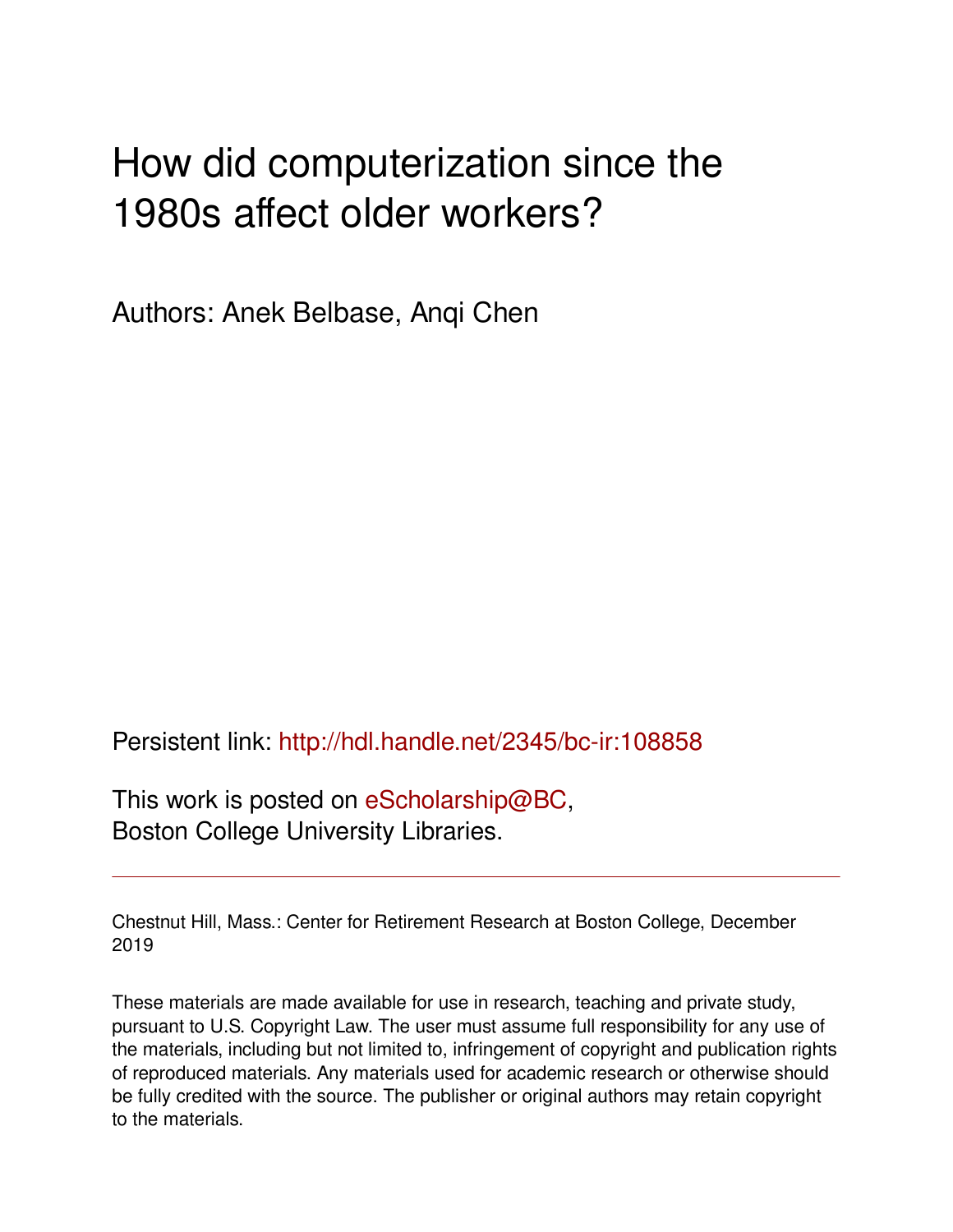# How did computerization since the 1980s affect older workers?

Authors: Anek Belbase, Anqi Chen

Persistent link: http://hdl.handle.net/2345/bc-ir:108858

This work is posted on eScholarship@BC,
Boston College University Libraries.

---

Chestnut Hill, Mass.: Center for Retirement Research at Boston College, December 2019

These materials are made available for use in research, teaching and private study, pursuant to U.S. Copyright Law. The user must assume full responsibility for any use of the materials, including but not limited to, infringement of copyright and publication rights of reproduced materials. Any materials used for academic research or otherwise should be fully credited with the source. The publisher or original authors may retain copyright to the materials.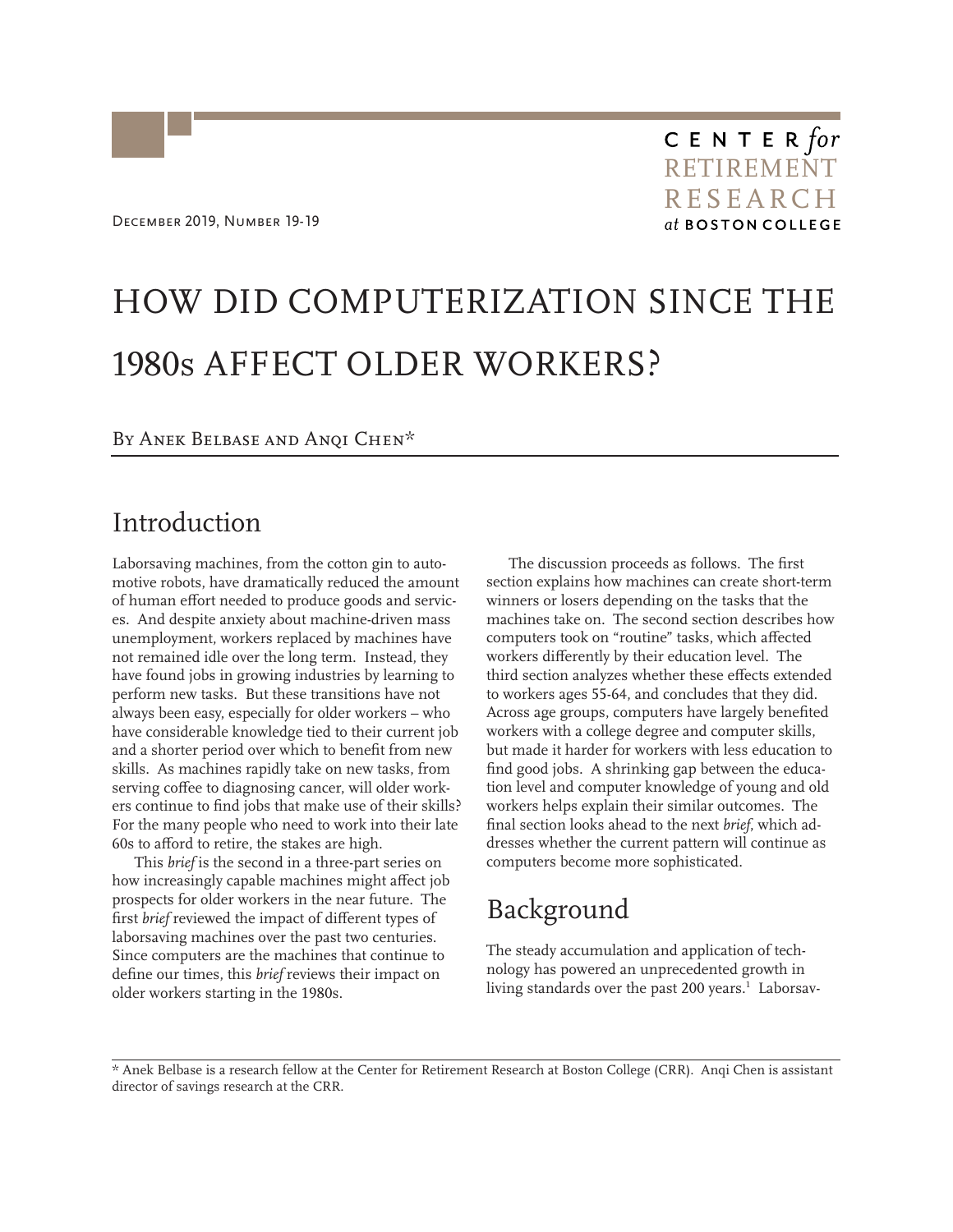December 2019, Number 19-19

CENTER *for* RETIREMENT RESEARCH *at* BOSTON COLLEGE

# HOW DID COMPUTERIZATION SINCE THE 1980s AFFECT OLDER WORKERS?

By Anek Belbase and Anqi Chen*

## Introduction

Laborsaving machines, from the cotton gin to automotive robots, have dramatically reduced the amount of human effort needed to produce goods and services. And despite anxiety about machine-driven mass unemployment, workers replaced by machines have not remained idle over the long term. Instead, they have found jobs in growing industries by learning to perform new tasks. But these transitions have not always been easy, especially for older workers – who have considerable knowledge tied to their current job and a shorter period over which to benefit from new skills. As machines rapidly take on new tasks, from serving coffee to diagnosing cancer, will older workers continue to find jobs that make use of their skills? For the many people who need to work into their late 60s to afford to retire, the stakes are high.

This *brief* is the second in a three-part series on how increasingly capable machines might affect job prospects for older workers in the near future. The first *brief* reviewed the impact of different types of laborsaving machines over the past two centuries. Since computers are the machines that continue to define our times, this *brief* reviews their impact on older workers starting in the 1980s.

The discussion proceeds as follows. The first section explains how machines can create short-term winners or losers depending on the tasks that the machines take on. The second section describes how computers took on "routine" tasks, which affected workers differently by their education level. The third section analyzes whether these effects extended to workers ages 55-64, and concludes that they did. Across age groups, computers have largely benefited workers with a college degree and computer skills, but made it harder for workers with less education to find good jobs. A shrinking gap between the education level and computer knowledge of young and old workers helps explain their similar outcomes. The final section looks ahead to the next *brief*, which addresses whether the current pattern will continue as computers become more sophisticated.

## Background

The steady accumulation and application of technology has powered an unprecedented growth in living standards over the past 200 years.[1] Laborsav-

* Anek Belbase is a research fellow at the Center for Retirement Research at Boston College (CRR). Anqi Chen is assistant director of savings research at the CRR.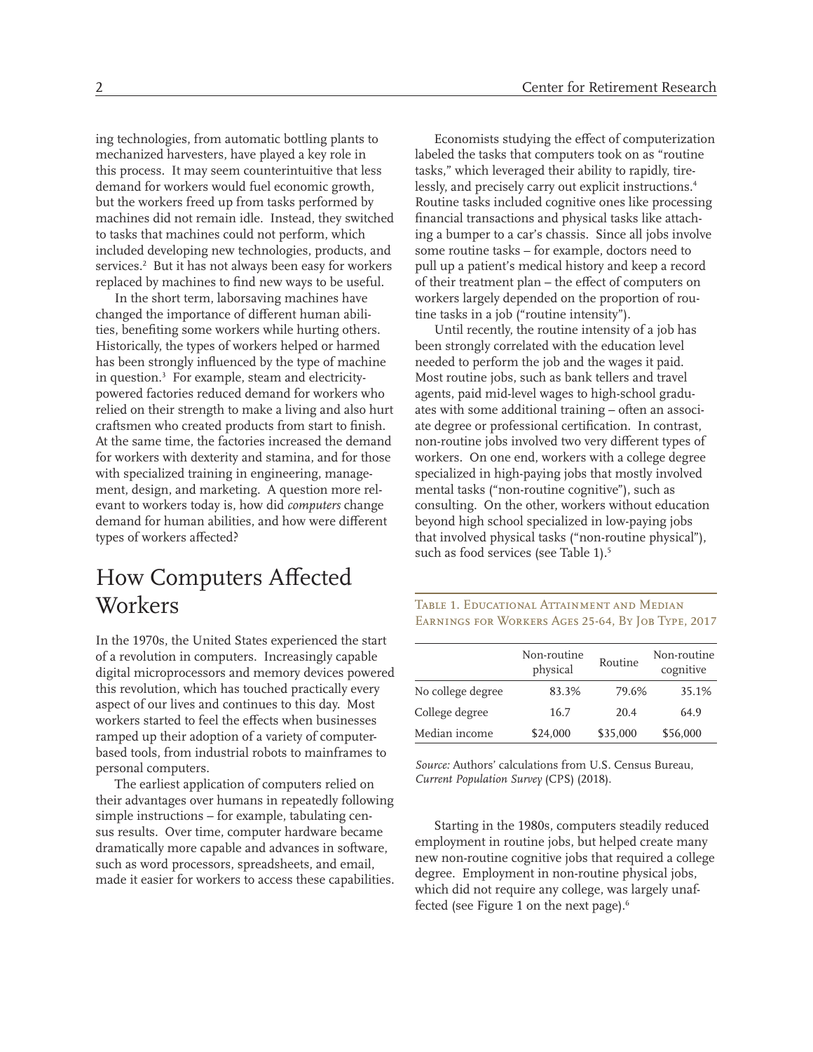ing technologies, from automatic bottling plants to mechanized harvesters, have played a key role in this process. It may seem counterintuitive that less demand for workers would fuel economic growth, but the workers freed up from tasks performed by machines did not remain idle. Instead, they switched to tasks that machines could not perform, which included developing new technologies, products, and services.[2] But it has not always been easy for workers replaced by machines to find new ways to be useful.

In the short term, laborsaving machines have changed the importance of different human abilities, benefiting some workers while hurting others. Historically, the types of workers helped or harmed has been strongly influenced by the type of machine in question.[3] For example, steam and electricity-powered factories reduced demand for workers who relied on their strength to make a living and also hurt craftsmen who created products from start to finish. At the same time, the factories increased the demand for workers with dexterity and stamina, and for those with specialized training in engineering, management, design, and marketing. A question more relevant to workers today is, how did *computers* change demand for human abilities, and how were different types of workers affected?

## How Computers Affected Workers

In the 1970s, the United States experienced the start of a revolution in computers. Increasingly capable digital microprocessors and memory devices powered this revolution, which has touched practically every aspect of our lives and continues to this day. Most workers started to feel the effects when businesses ramped up their adoption of a variety of computer-based tools, from industrial robots to mainframes to personal computers.

The earliest application of computers relied on their advantages over humans in repeatedly following simple instructions – for example, tabulating census results. Over time, computer hardware became dramatically more capable and advances in software, such as word processors, spreadsheets, and email, made it easier for workers to access these capabilities.

Economists studying the effect of computerization labeled the tasks that computers took on as "routine tasks," which leveraged their ability to rapidly, tirelessly, and precisely carry out explicit instructions.[4] Routine tasks included cognitive ones like processing financial transactions and physical tasks like attaching a bumper to a car's chassis. Since all jobs involve some routine tasks – for example, doctors need to pull up a patient's medical history and keep a record of their treatment plan – the effect of computers on workers largely depended on the proportion of routine tasks in a job ("routine intensity").

Until recently, the routine intensity of a job has been strongly correlated with the education level needed to perform the job and the wages it paid. Most routine jobs, such as bank tellers and travel agents, paid mid-level wages to high-school graduates with some additional training – often an associate degree or professional certification. In contrast, non-routine jobs involved two very different types of workers. On one end, workers with a college degree specialized in high-paying jobs that mostly involved mental tasks ("non-routine cognitive"), such as consulting. On the other, workers without education beyond high school specialized in low-paying jobs that involved physical tasks ("non-routine physical"), such as food services (see Table 1).[5]

Table 1. Educational Attainment and Median Earnings for Workers Ages 25-64, By Job Type, 2017

| | Non-routine physical | Routine | Non-routine cognitive |
|---|---|---|---|
| No college degree | 83.3% | 79.6% | 35.1% |
| College degree | 16.7 | 20.4 | 64.9 |
| Median income | $24,000 | $35,000 | $56,000 |

*Source:* Authors' calculations from U.S. Census Bureau, *Current Population Survey* (CPS) (2018).

Starting in the 1980s, computers steadily reduced employment in routine jobs, but helped create many new non-routine cognitive jobs that required a college degree. Employment in non-routine physical jobs, which did not require any college, was largely unaffected (see Figure 1 on the next page).[6]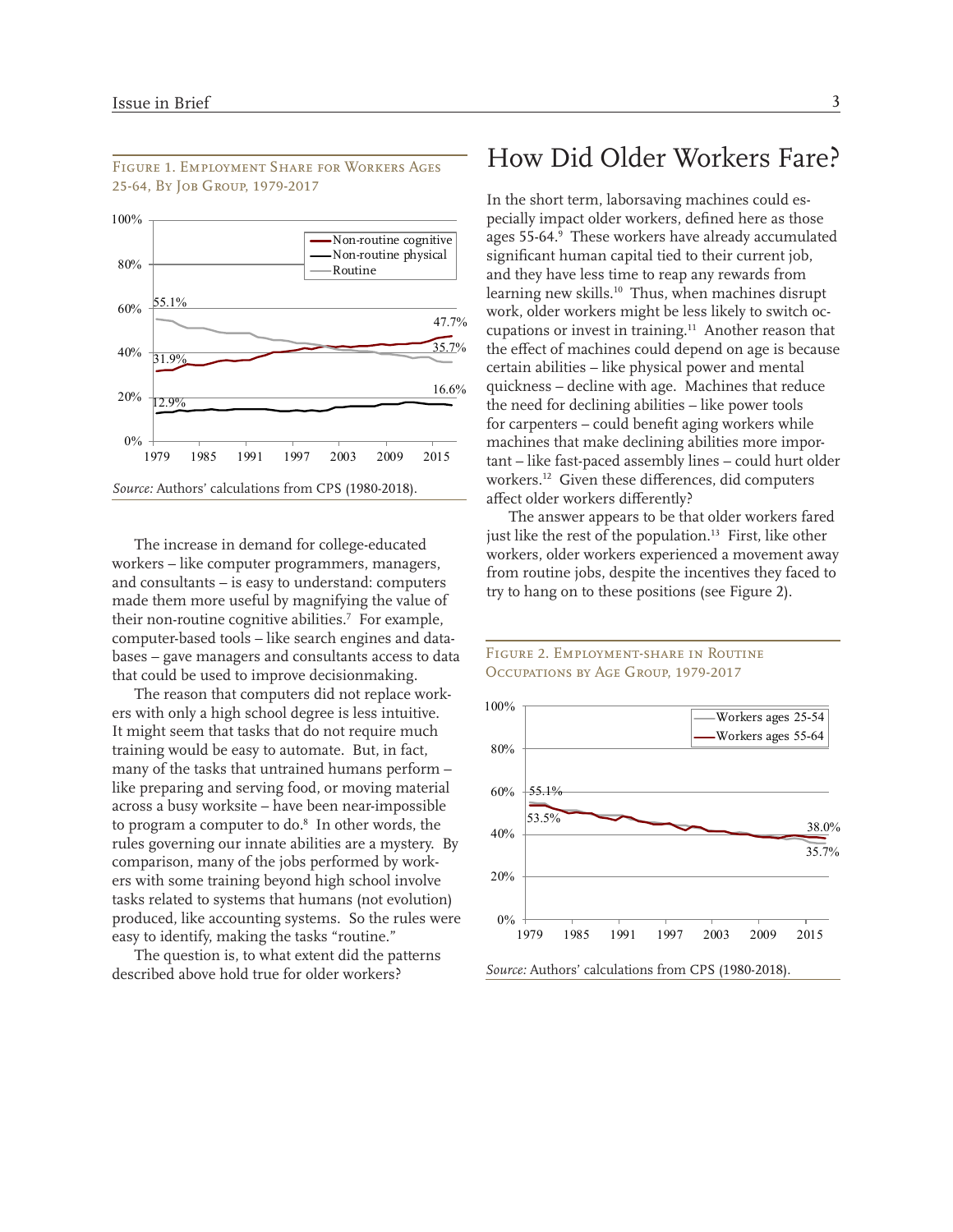Figure 1. Employment Share for Workers Ages 25-64, By Job Group, 1979-2017

*Source:* Authors' calculations from CPS (1980-2018).

The increase in demand for college-educated workers – like computer programmers, managers, and consultants – is easy to understand: computers made them more useful by magnifying the value of their non-routine cognitive abilities.[7] For example, computer-based tools – like search engines and databases – gave managers and consultants access to data that could be used to improve decisionmaking.

The reason that computers did not replace workers with only a high school degree is less intuitive. It might seem that tasks that do not require much training would be easy to automate. But, in fact, many of the tasks that untrained humans perform – like preparing and serving food, or moving material across a busy worksite – have been near-impossible to program a computer to do.[8] In other words, the rules governing our innate abilities are a mystery. By comparison, many of the jobs performed by workers with some training beyond high school involve tasks related to systems that humans (not evolution) produced, like accounting systems. So the rules were easy to identify, making the tasks "routine."

The question is, to what extent did the patterns described above hold true for older workers?

## How Did Older Workers Fare?

In the short term, laborsaving machines could especially impact older workers, defined here as those ages 55-64.[9] These workers have already accumulated significant human capital tied to their current job, and they have less time to reap any rewards from learning new skills.[10] Thus, when machines disrupt work, older workers might be less likely to switch occupations or invest in training.[11] Another reason that the effect of machines could depend on age is because certain abilities – like physical power and mental quickness – decline with age. Machines that reduce the need for declining abilities – like power tools for carpenters – could benefit aging workers while machines that make declining abilities more important – like fast-paced assembly lines – could hurt older workers.[12] Given these differences, did computers affect older workers differently?

The answer appears to be that older workers fared just like the rest of the population.[13] First, like other workers, older workers experienced a movement away from routine jobs, despite the incentives they faced to try to hang on to these positions (see Figure 2).

Figure 2. Employment-share in Routine Occupations by Age Group, 1979-2017

*Source:* Authors' calculations from CPS (1980-2018).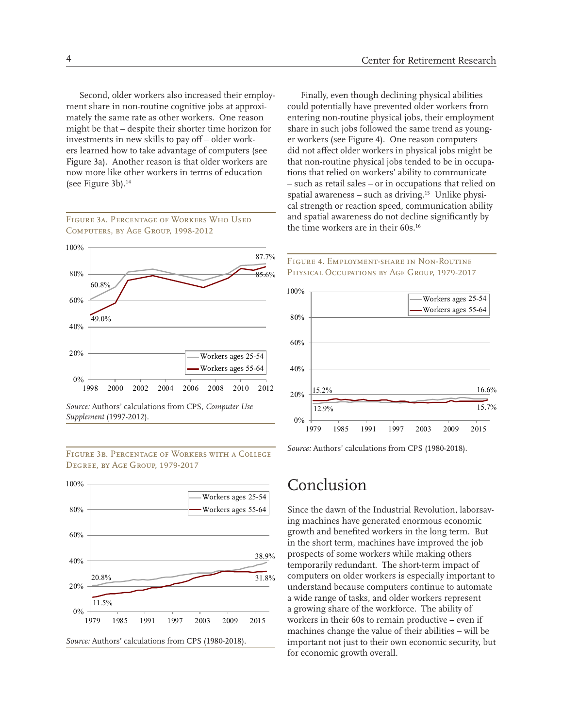Second, older workers also increased their employment share in non-routine cognitive jobs at approximately the same rate as other workers. One reason might be that – despite their shorter time horizon for investments in new skills to pay off – older workers learned how to take advantage of computers (see Figure 3a). Another reason is that older workers are now more like other workers in terms of education (see Figure 3b).[14]

Figure 3a. Percentage of Workers Who Used Computers, by Age Group, 1998-2012

*Source:* Authors' calculations from CPS, *Computer Use Supplement* (1997-2012).

Figure 3b. Percentage of Workers with a College Degree, by Age Group, 1979-2017

*Source:* Authors' calculations from CPS (1980-2018).

Finally, even though declining physical abilities could potentially have prevented older workers from entering non-routine physical jobs, their employment share in such jobs followed the same trend as younger workers (see Figure 4). One reason computers did not affect older workers in physical jobs might be that non-routine physical jobs tended to be in occupations that relied on workers' ability to communicate – such as retail sales – or in occupations that relied on spatial awareness – such as driving.[15] Unlike physical strength or reaction speed, communication ability and spatial awareness do not decline significantly by the time workers are in their 60s.[16]

Figure 4. Employment-share in Non-Routine Physical Occupations by Age Group, 1979-2017

*Source:* Authors' calculations from CPS (1980-2018).

## Conclusion

Since the dawn of the Industrial Revolution, laborsaving machines have generated enormous economic growth and benefited workers in the long term. But in the short term, machines have improved the job prospects of some workers while making others temporarily redundant. The short-term impact of computers on older workers is especially important to understand because computers continue to automate a wide range of tasks, and older workers represent a growing share of the workforce. The ability of workers in their 60s to remain productive – even if machines change the value of their abilities – will be important not just to their own economic security, but for economic growth overall.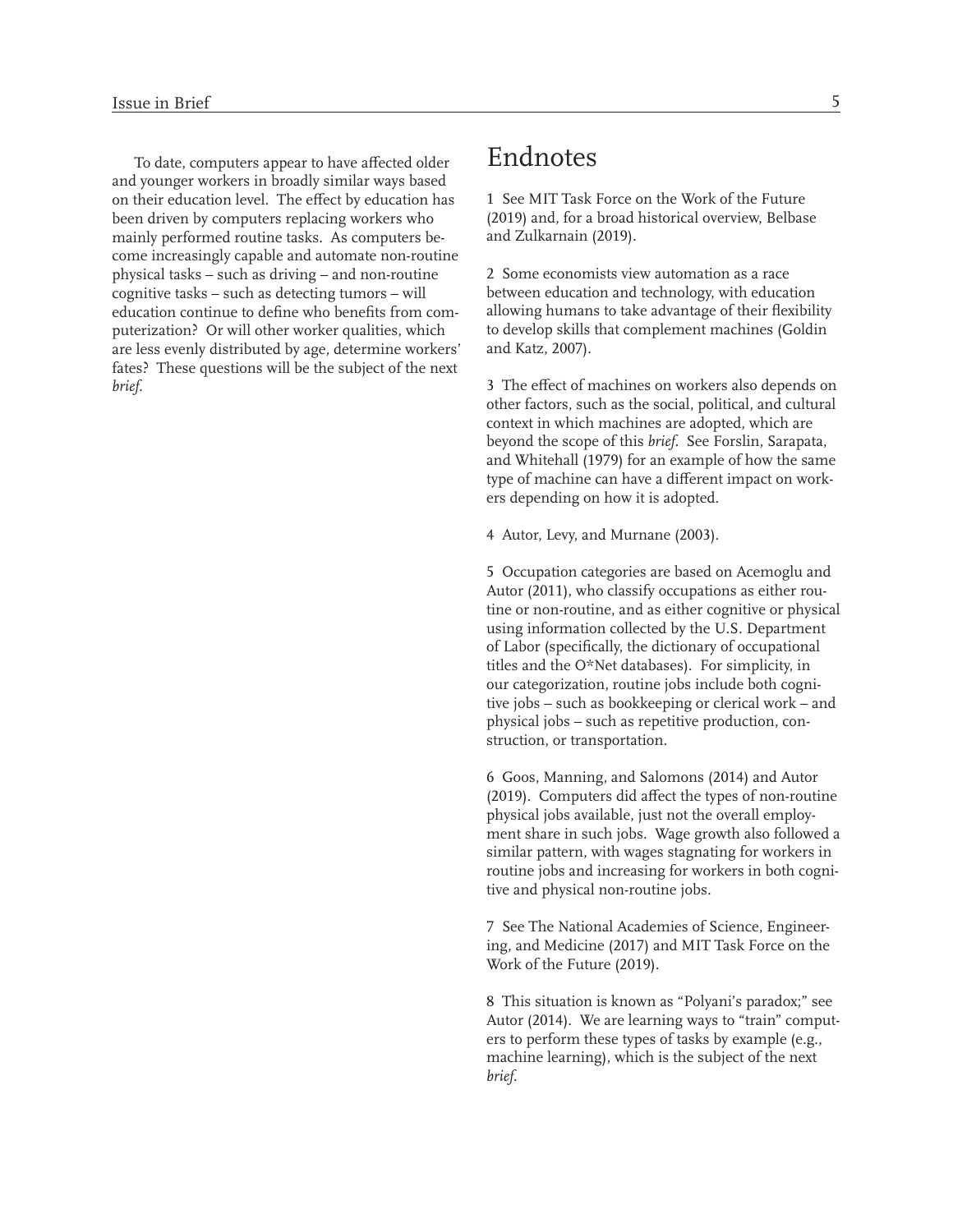To date, computers appear to have affected older and younger workers in broadly similar ways based on their education level. The effect by education has been driven by computers replacing workers who mainly performed routine tasks. As computers become increasingly capable and automate non-routine physical tasks – such as driving – and non-routine cognitive tasks – such as detecting tumors – will education continue to define who benefits from computerization? Or will other worker qualities, which are less evenly distributed by age, determine workers' fates? These questions will be the subject of the next *brief*.

## Endnotes

1 See MIT Task Force on the Work of the Future (2019) and, for a broad historical overview, Belbase and Zulkarnain (2019).

2 Some economists view automation as a race between education and technology, with education allowing humans to take advantage of their flexibility to develop skills that complement machines (Goldin and Katz, 2007).

3 The effect of machines on workers also depends on other factors, such as the social, political, and cultural context in which machines are adopted, which are beyond the scope of this *brief*. See Forslin, Sarapata, and Whitehall (1979) for an example of how the same type of machine can have a different impact on workers depending on how it is adopted.

4 Autor, Levy, and Murnane (2003).

5 Occupation categories are based on Acemoglu and Autor (2011), who classify occupations as either routine or non-routine, and as either cognitive or physical using information collected by the U.S. Department of Labor (specifically, the dictionary of occupational titles and the O*Net databases). For simplicity, in our categorization, routine jobs include both cognitive jobs – such as bookkeeping or clerical work – and physical jobs – such as repetitive production, construction, or transportation.

6 Goos, Manning, and Salomons (2014) and Autor (2019). Computers did affect the types of non-routine physical jobs available, just not the overall employment share in such jobs. Wage growth also followed a similar pattern, with wages stagnating for workers in routine jobs and increasing for workers in both cognitive and physical non-routine jobs.

7 See The National Academies of Science, Engineering, and Medicine (2017) and MIT Task Force on the Work of the Future (2019).

8 This situation is known as "Polyani's paradox;" see Autor (2014). We are learning ways to "train" computers to perform these types of tasks by example (e.g., machine learning), which is the subject of the next *brief*.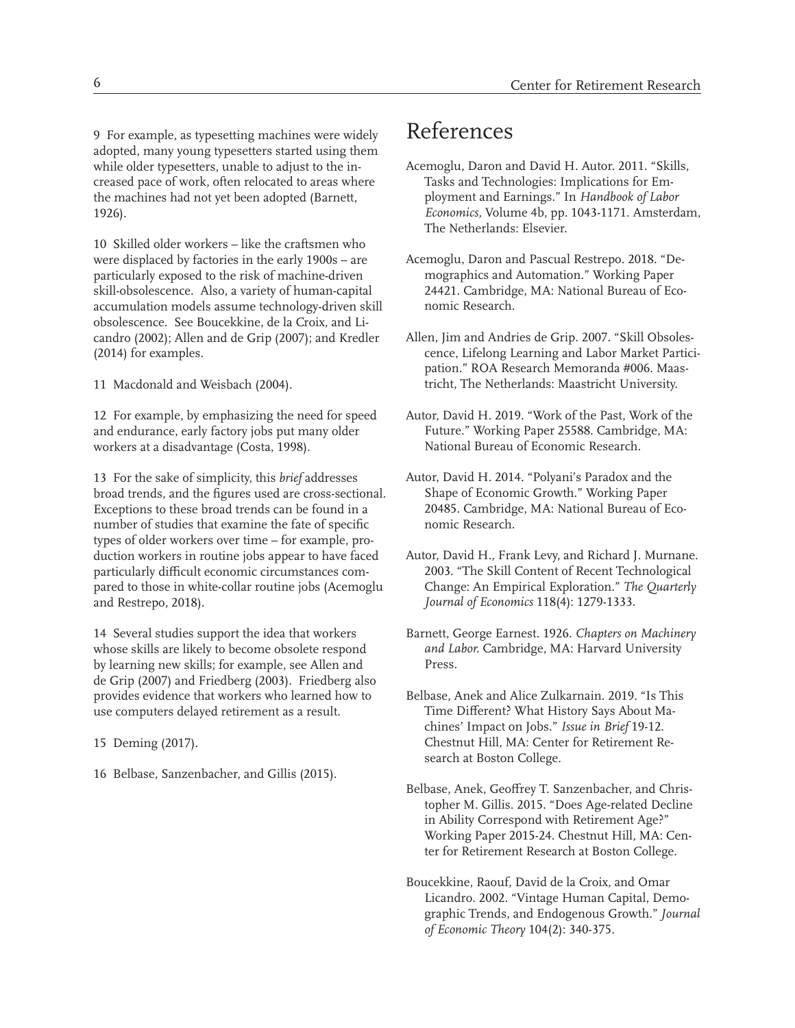9 For example, as typesetting machines were widely adopted, many young typesetters started using them while older typesetters, unable to adjust to the increased pace of work, often relocated to areas where the machines had not yet been adopted (Barnett, 1926).

10 Skilled older workers – like the craftsmen who were displaced by factories in the early 1900s – are particularly exposed to the risk of machine-driven skill-obsolescence. Also, a variety of human-capital accumulation models assume technology-driven skill obsolescence. See Boucekkine, de la Croix, and Licandro (2002); Allen and de Grip (2007); and Kredler (2014) for examples.

11 Macdonald and Weisbach (2004).

12 For example, by emphasizing the need for speed and endurance, early factory jobs put many older workers at a disadvantage (Costa, 1998).

13 For the sake of simplicity, this *brief* addresses broad trends, and the figures used are cross-sectional. Exceptions to these broad trends can be found in a number of studies that examine the fate of specific types of older workers over time – for example, production workers in routine jobs appear to have faced particularly difficult economic circumstances compared to those in white-collar routine jobs (Acemoglu and Restrepo, 2018).

14 Several studies support the idea that workers whose skills are likely to become obsolete respond by learning new skills; for example, see Allen and de Grip (2007) and Friedberg (2003). Friedberg also provides evidence that workers who learned how to use computers delayed retirement as a result.

15 Deming (2017).

16 Belbase, Sanzenbacher, and Gillis (2015).

# References

Acemoglu, Daron and David H. Autor. 2011. "Skills, Tasks and Technologies: Implications for Employment and Earnings." In *Handbook of Labor Economics,* Volume 4b, pp. 1043-1171. Amsterdam, The Netherlands: Elsevier.

Acemoglu, Daron and Pascual Restrepo. 2018. "Demographics and Automation." Working Paper 24421. Cambridge, MA: National Bureau of Economic Research.

Allen, Jim and Andries de Grip. 2007. "Skill Obsolescence, Lifelong Learning and Labor Market Participation." ROA Research Memoranda #006. Maastricht, The Netherlands: Maastricht University.

Autor, David H. 2019. "Work of the Past, Work of the Future." Working Paper 25588. Cambridge, MA: National Bureau of Economic Research.

Autor, David H. 2014. "Polyani's Paradox and the Shape of Economic Growth." Working Paper 20485. Cambridge, MA: National Bureau of Economic Research.

Autor, David H., Frank Levy, and Richard J. Murnane. 2003. "The Skill Content of Recent Technological Change: An Empirical Exploration." *The Quarterly Journal of Economics* 118(4): 1279-1333.

Barnett, George Earnest. 1926. *Chapters on Machinery and Labor.* Cambridge, MA: Harvard University Press.

Belbase, Anek and Alice Zulkarnain. 2019. "Is This Time Different? What History Says About Machines' Impact on Jobs." *Issue in Brief* 19-12. Chestnut Hill, MA: Center for Retirement Research at Boston College.

Belbase, Anek, Geoffrey T. Sanzenbacher, and Christopher M. Gillis. 2015. "Does Age-related Decline in Ability Correspond with Retirement Age?" Working Paper 2015-24. Chestnut Hill, MA: Center for Retirement Research at Boston College.

Boucekkine, Raouf, David de la Croix, and Omar Licandro. 2002. "Vintage Human Capital, Demographic Trends, and Endogenous Growth." *Journal of Economic Theory* 104(2): 340-375.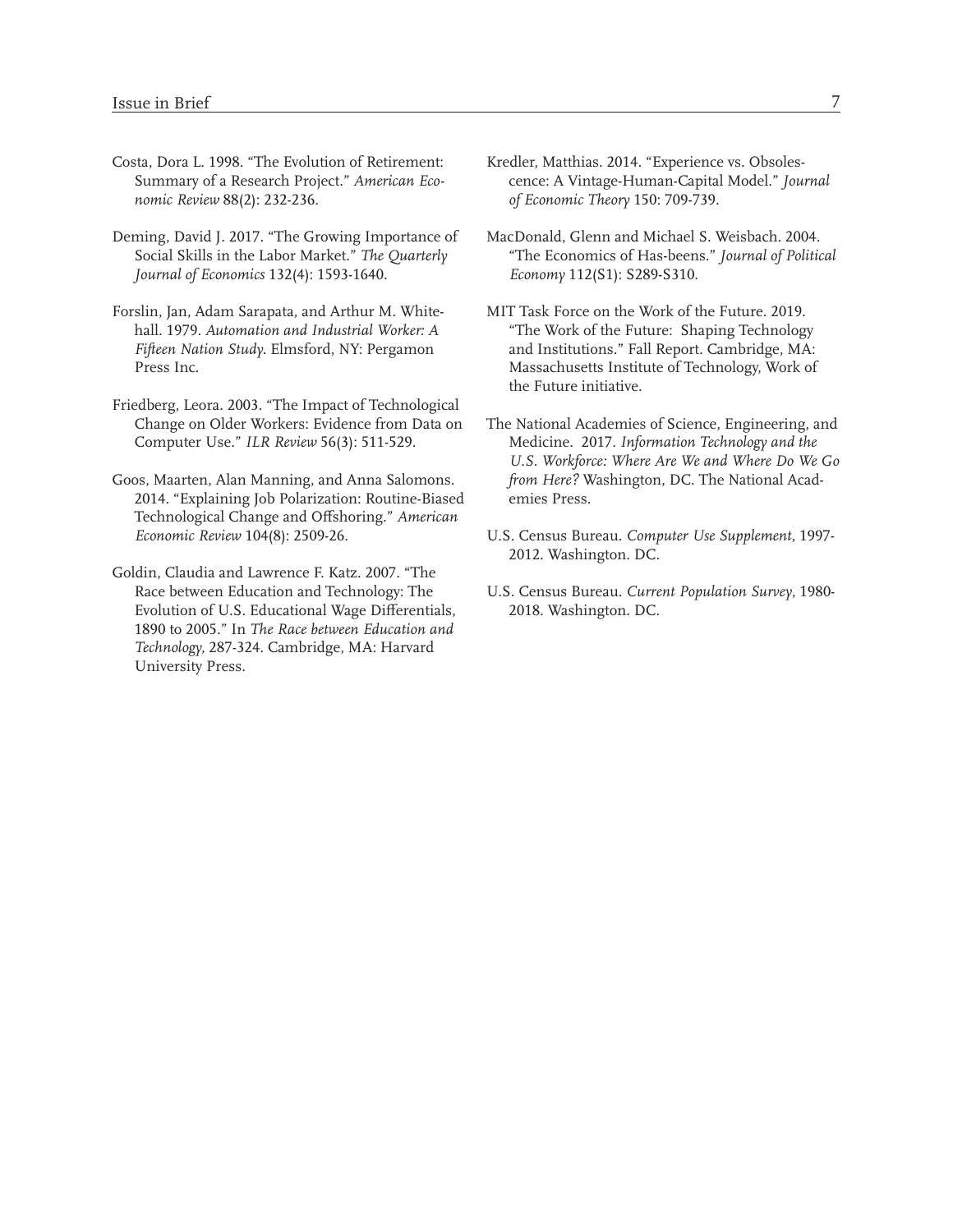Costa, Dora L. 1998. "The Evolution of Retirement: Summary of a Research Project." *American Economic Review* 88(2): 232-236.

Deming, David J. 2017. "The Growing Importance of Social Skills in the Labor Market." *The Quarterly Journal of Economics* 132(4): 1593-1640.

Forslin, Jan, Adam Sarapata, and Arthur M. Whitehall. 1979. *Automation and Industrial Worker: A Fifteen Nation Study*. Elmsford, NY: Pergamon Press Inc.

Friedberg, Leora. 2003. "The Impact of Technological Change on Older Workers: Evidence from Data on Computer Use." *ILR Review* 56(3): 511-529.

Goos, Maarten, Alan Manning, and Anna Salomons. 2014. "Explaining Job Polarization: Routine-Biased Technological Change and Offshoring." *American Economic Review* 104(8): 2509-26.

Goldin, Claudia and Lawrence F. Katz. 2007. "The Race between Education and Technology: The Evolution of U.S. Educational Wage Differentials, 1890 to 2005." In *The Race between Education and Technology*, 287-324. Cambridge, MA: Harvard University Press.

Kredler, Matthias. 2014. "Experience vs. Obsolescence: A Vintage-Human-Capital Model." *Journal of Economic Theory* 150: 709-739.

MacDonald, Glenn and Michael S. Weisbach. 2004. "The Economics of Has-beens." *Journal of Political Economy* 112(S1): S289-S310.

MIT Task Force on the Work of the Future. 2019. "The Work of the Future: Shaping Technology and Institutions." Fall Report. Cambridge, MA: Massachusetts Institute of Technology, Work of the Future initiative.

The National Academies of Science, Engineering, and Medicine. 2017. *Information Technology and the U.S. Workforce: Where Are We and Where Do We Go from Here?* Washington, DC. The National Academies Press.

U.S. Census Bureau. *Computer Use Supplement*, 1997-2012. Washington. DC.

U.S. Census Bureau. *Current Population Survey*, 1980-2018. Washington. DC.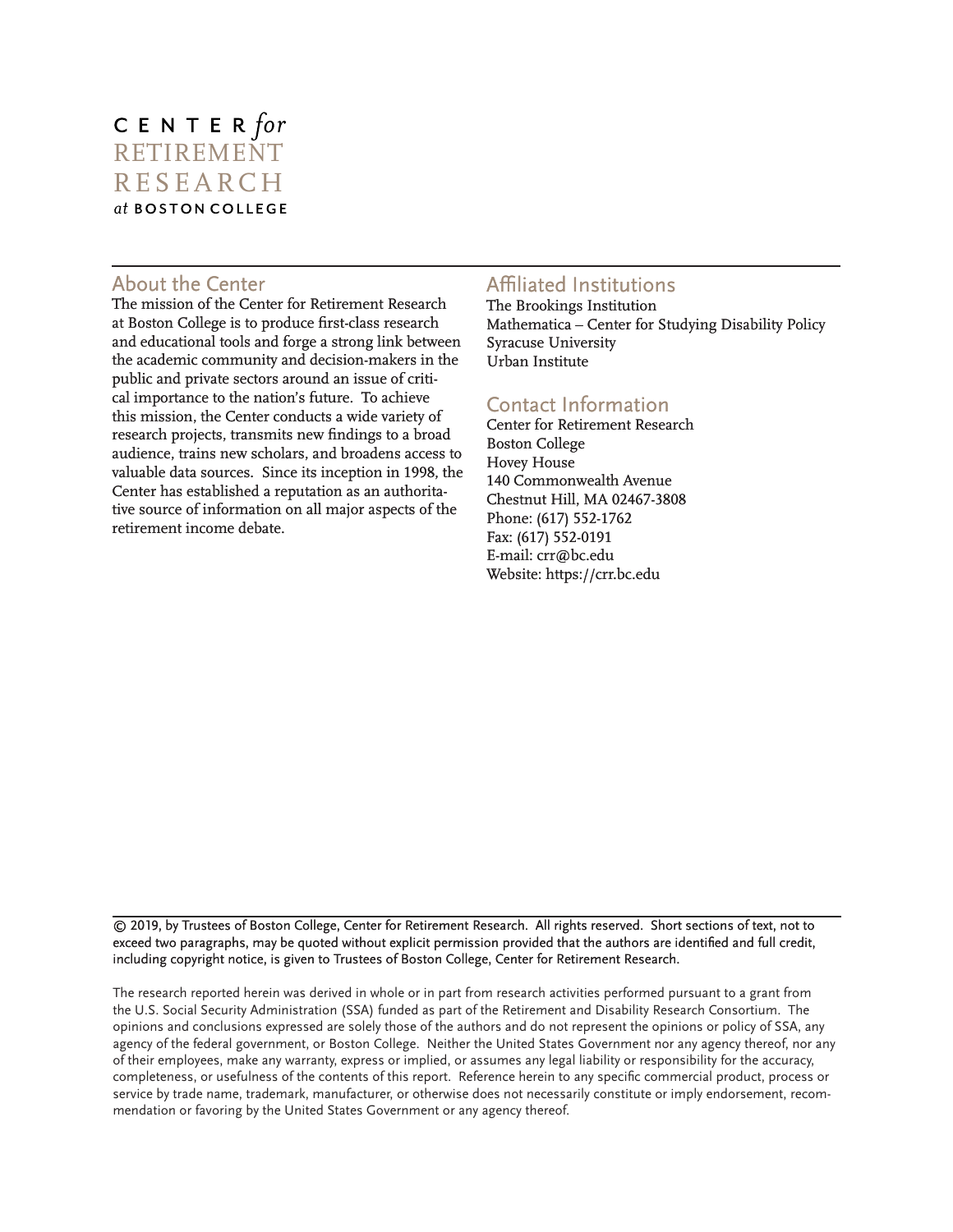CENTER *for* RETIREMENT RESEARCH *at* BOSTON COLLEGE

## About the Center

The mission of the Center for Retirement Research at Boston College is to produce first-class research and educational tools and forge a strong link between the academic community and decision-makers in the public and private sectors around an issue of critical importance to the nation's future. To achieve this mission, the Center conducts a wide variety of research projects, transmits new findings to a broad audience, trains new scholars, and broadens access to valuable data sources. Since its inception in 1998, the Center has established a reputation as an authoritative source of information on all major aspects of the retirement income debate.

## Affiliated Institutions

The Brookings Institution
Mathematica – Center for Studying Disability Policy
Syracuse University
Urban Institute

## Contact Information

Center for Retirement Research
Boston College
Hovey House
140 Commonwealth Avenue
Chestnut Hill, MA 02467-3808
Phone: (617) 552-1762
Fax: (617) 552-0191
E-mail: crr@bc.edu
Website: https://crr.bc.edu

© 2019, by Trustees of Boston College, Center for Retirement Research. All rights reserved. Short sections of text, not to exceed two paragraphs, may be quoted without explicit permission provided that the authors are identified and full credit, including copyright notice, is given to Trustees of Boston College, Center for Retirement Research.

The research reported herein was derived in whole or in part from research activities performed pursuant to a grant from the U.S. Social Security Administration (SSA) funded as part of the Retirement and Disability Research Consortium. The opinions and conclusions expressed are solely those of the authors and do not represent the opinions or policy of SSA, any agency of the federal government, or Boston College. Neither the United States Government nor any agency thereof, nor any of their employees, make any warranty, express or implied, or assumes any legal liability or responsibility for the accuracy, completeness, or usefulness of the contents of this report. Reference herein to any specific commercial product, process or service by trade name, trademark, manufacturer, or otherwise does not necessarily constitute or imply endorsement, recommendation or favoring by the United States Government or any agency thereof.